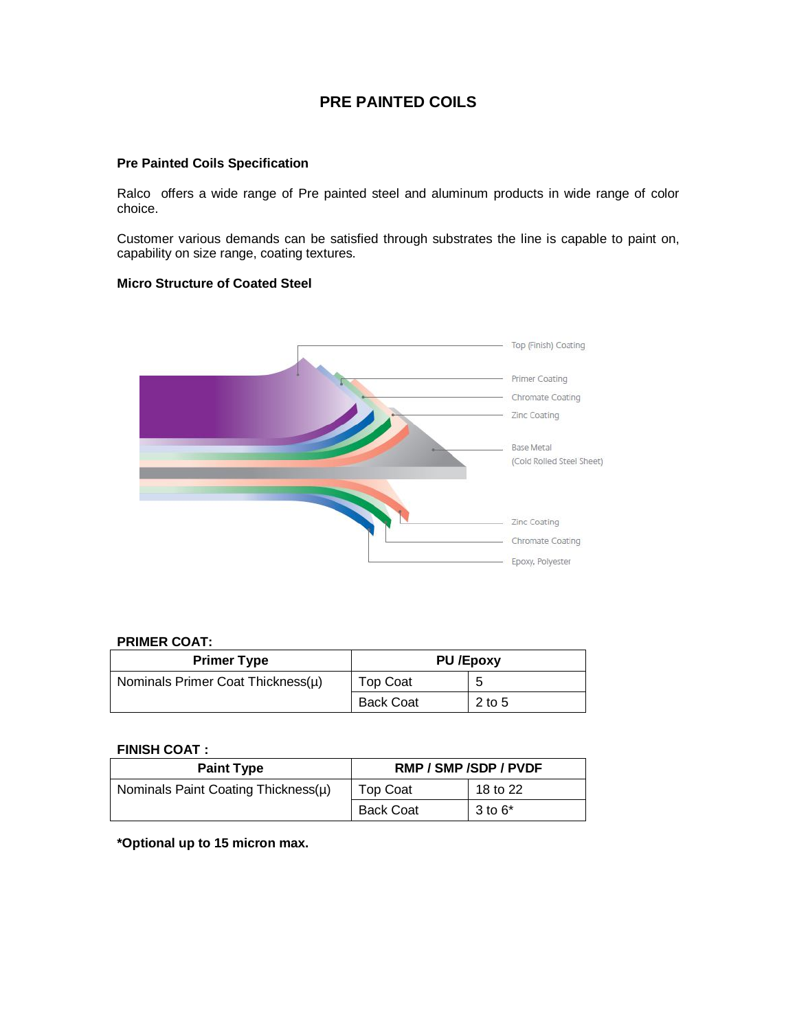# PRE PAINTED COILS

## Pre Painted Coils Specification

Ralco offers a wide range of Pre painted steel and aluminum products in wide range of color choice.

Customer various demands can be satisfied through substrates the line is capable to paint on, capability on size range, coating textures.

## Micro Structure of Coated Steel

Top (Finish) Coating

Primer Coating

Chromate Coating

Zinc Coating

Base Metal (Cold Rolled Steel Sheet)

Zinc Coating

Chromate Coating

Epoxy, Polyester

**PRIMER COAT:**

| Primer Type | PU /Epoxy | |
|---|---|---|
| Nominals Primer Coat Thickness(μ) | Top Coat | 5 |
| | Back Coat | 2 to 5 |

**FINISH COAT :**

| Paint Type | RMP / SMP /SDP / PVDF | |
|---|---|---|
| Nominals Paint Coating Thickness(μ) | Top Coat | 18 to 22 |
| | Back Coat | 3 to 6* |

**\*Optional up to 15 micron max.**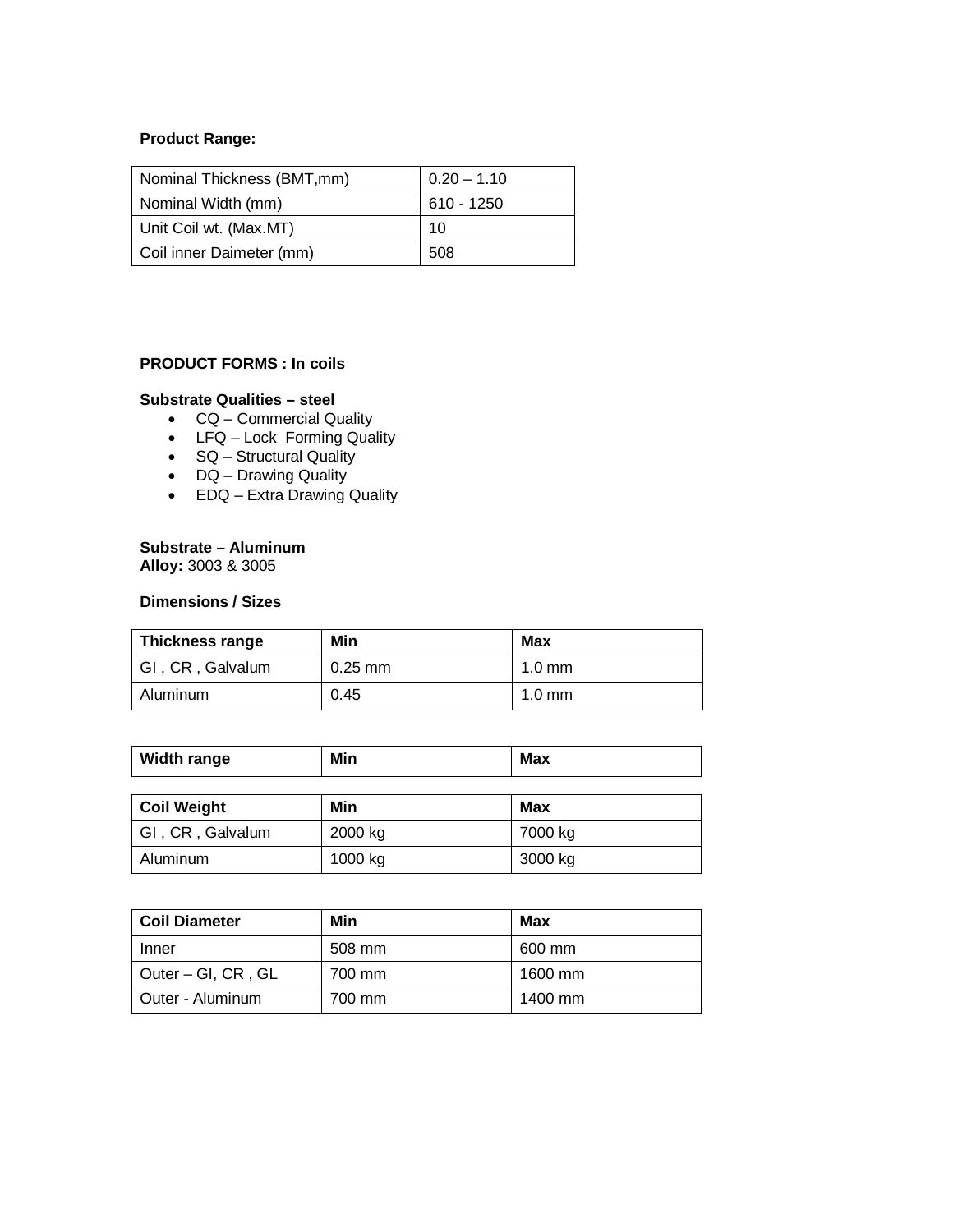**Product Range:**

| Nominal Thickness (BMT,mm) | 0.20 – 1.10 |
|---|---|
| Nominal Width (mm) | 610 - 1250 |
| Unit Coil wt. (Max.MT) | 10 |
| Coil inner Daimeter (mm) | 508 |

**PRODUCT FORMS : In coils**

**Substrate Qualities – steel**

- CQ – Commercial Quality
- LFQ – Lock Forming Quality
- SQ – Structural Quality
- DQ – Drawing Quality
- EDQ – Extra Drawing Quality

**Substrate – Aluminum**
**Alloy:** 3003 & 3005

**Dimensions / Sizes**

| Thickness range | Min | Max |
|---|---|---|
| GI , CR , Galvalum | 0.25 mm | 1.0 mm |
| Aluminum | 0.45 | 1.0 mm |

| Width range | Min | Max |
|---|---|---|

| Coil Weight | Min | Max |
|---|---|---|
| GI , CR , Galvalum | 2000 kg | 7000 kg |
| Aluminum | 1000 kg | 3000 kg |

| Coil Diameter | Min | Max |
|---|---|---|
| Inner | 508 mm | 600 mm |
| Outer – GI, CR , GL | 700 mm | 1600 mm |
| Outer - Aluminum | 700 mm | 1400 mm |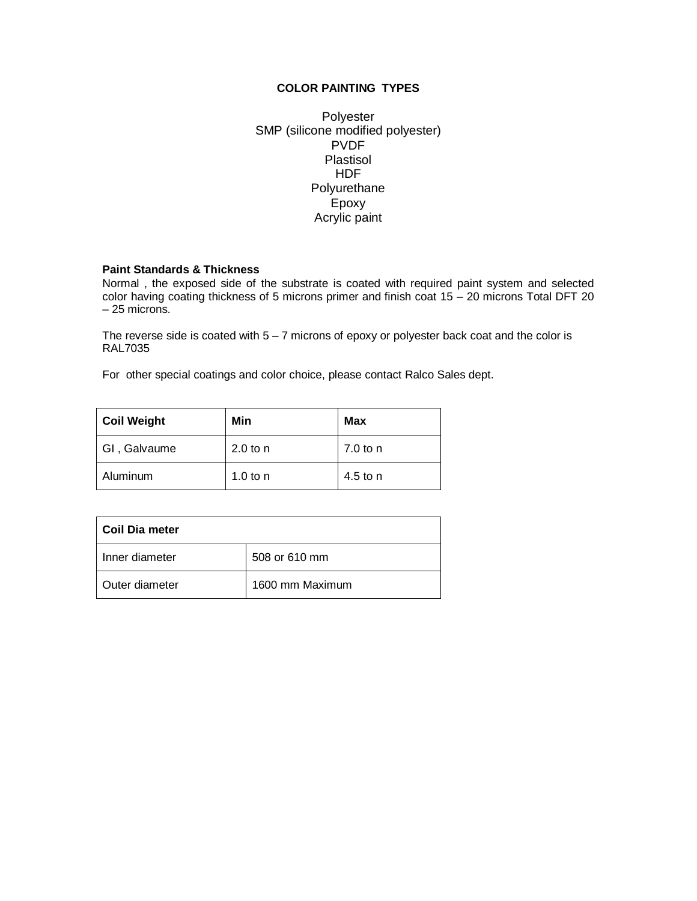## COLOR PAINTING TYPES

Polyester
SMP (silicone modified polyester)
PVDF
Plastisol
HDF
Polyurethane
Epoxy
Acrylic paint

**Paint Standards & Thickness**

Normal , the exposed side of the substrate is coated with required paint system and selected color having coating thickness of 5 microns primer and finish coat 15 – 20 microns Total DFT 20 – 25 microns.

The reverse side is coated with 5 – 7 microns of epoxy or polyester back coat and the color is RAL7035

For other special coatings and color choice, please contact Ralco Sales dept.

| Coil Weight | Min | Max |
|---|---|---|
| GI , Galvaume | 2.0 to n | 7.0 to n |
| Aluminum | 1.0 to n | 4.5 to n |

| Coil Dia meter | |
|---|---|
| Inner diameter | 508 or 610 mm |
| Outer diameter | 1600 mm Maximum |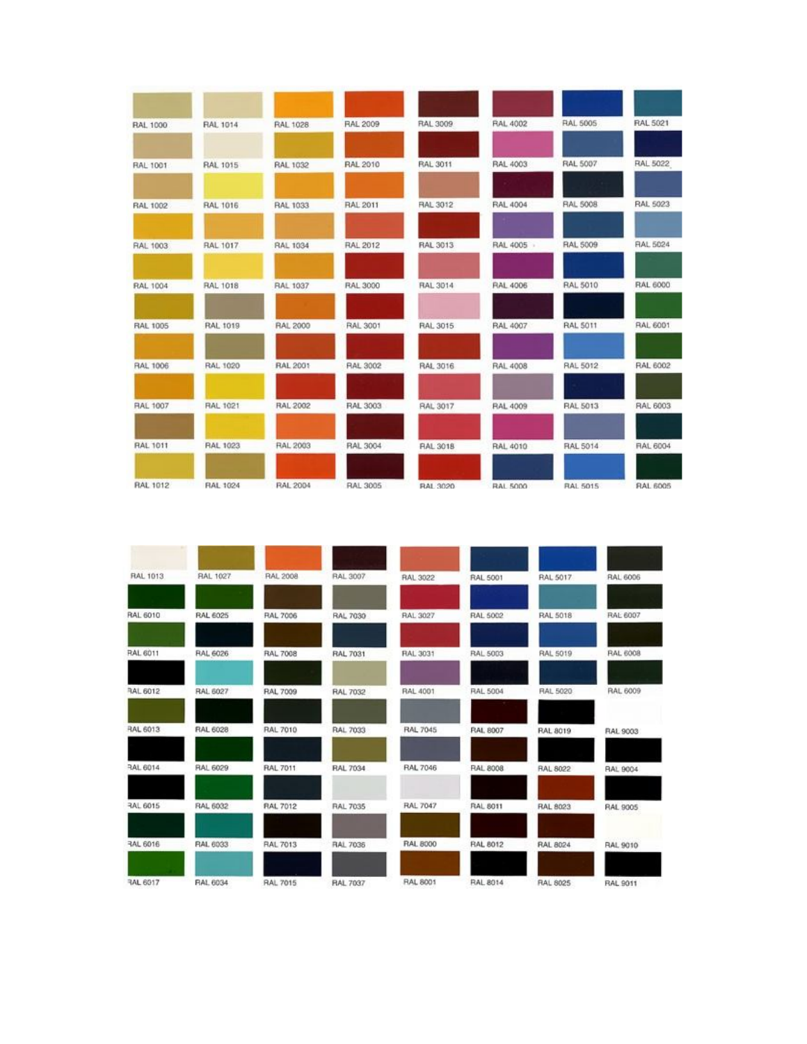| | | | | | | | |
|---|---|---|---|---|---|---|---|
| RAL 1000 | RAL 1014 | RAL 1028 | RAL 2009 | RAL 3009 | RAL 4002 | RAL 5005 | RAL 5021 |
| RAL 1001 | RAL 1015 | RAL 1032 | RAL 2010 | RAL 3011 | RAL 4003 | RAL 5007 | RAL 5022 |
| RAL 1002 | RAL 1016 | RAL 1033 | RAL 2011 | RAL 3012 | RAL 4004 | RAL 5008 | RAL 5023 |
| RAL 1003 | RAL 1017 | RAL 1034 | RAL 2012 | RAL 3013 | RAL 4005 | RAL 5009 | RAL 5024 |
| RAL 1004 | RAL 1018 | RAL 1037 | RAL 3000 | RAL 3014 | RAL 4006 | RAL 5010 | RAL 6000 |
| RAL 1005 | RAL 1019 | RAL 2000 | RAL 3001 | RAL 3015 | RAL 4007 | RAL 5011 | RAL 6001 |
| RAL 1006 | RAL 1020 | RAL 2001 | RAL 3002 | RAL 3016 | RAL 4008 | RAL 5012 | RAL 6002 |
| RAL 1007 | RAL 1021 | RAL 2002 | RAL 3003 | RAL 3017 | RAL 4009 | RAL 5013 | RAL 6003 |
| RAL 1011 | RAL 1023 | RAL 2003 | RAL 3004 | RAL 3018 | RAL 4010 | RAL 5014 | RAL 6004 |
| RAL 1012 | RAL 1024 | RAL 2004 | RAL 3005 | RAL 3020 | RAL 5000 | RAL 5015 | RAL 6005 |

| | | | | | | | |
|---|---|---|---|---|---|---|---|
| RAL 1013 | RAL 1027 | RAL 2008 | RAL 3007 | RAL 3022 | RAL 5001 | RAL 5017 | RAL 6006 |
| RAL 6010 | RAL 6025 | RAL 7006 | RAL 7030 | RAL 3027 | RAL 5002 | RAL 5018 | RAL 6007 |
| RAL 6011 | RAL 6026 | RAL 7008 | RAL 7031 | RAL 3031 | RAL 5003 | RAL 5019 | RAL 6008 |
| RAL 6012 | RAL 6027 | RAL 7009 | RAL 7032 | RAL 4001 | RAL 5004 | RAL 5020 | RAL 6009 |
| RAL 6013 | RAL 6028 | RAL 7010 | RAL 7033 | RAL 7045 | RAL 8007 | RAL 8019 | RAL 9003 |
| RAL 6014 | RAL 6029 | RAL 7011 | RAL 7034 | RAL 7046 | RAL 8008 | RAL 8022 | RAL 9004 |
| RAL 6015 | RAL 6032 | RAL 7012 | RAL 7035 | RAL 7047 | RAL 8011 | RAL 8023 | RAL 9005 |
| RAL 6016 | RAL 6033 | RAL 7013 | RAL 7036 | RAL 8000 | RAL 8012 | RAL 8024 | RAL 9010 |
| RAL 6017 | RAL 6034 | RAL 7015 | RAL 7037 | RAL 8001 | RAL 8014 | RAL 8025 | RAL 9011 |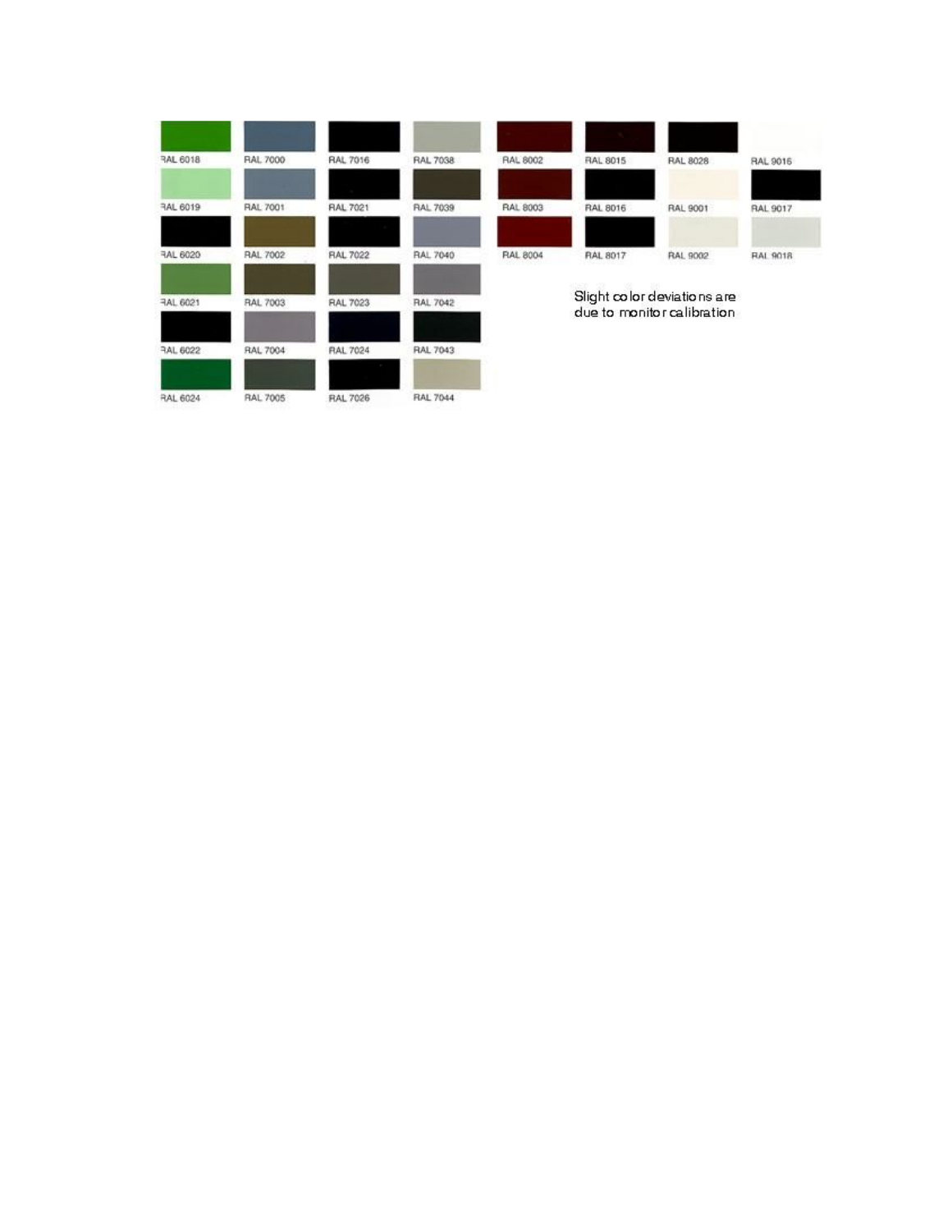| | | | | | | | |
|---|---|---|---|---|---|---|---|
| RAL 6018 | RAL 7000 | RAL 7016 | RAL 7038 | RAL 8002 | RAL 8015 | RAL 8028 | RAL 9016 |
| RAL 6019 | RAL 7001 | RAL 7021 | RAL 7039 | RAL 8003 | RAL 8016 | RAL 9001 | RAL 9017 |
| RAL 6020 | RAL 7002 | RAL 7022 | RAL 7040 | RAL 8004 | RAL 8017 | RAL 9002 | RAL 9018 |
| RAL 6021 | RAL 7003 | RAL 7023 | RAL 7042 | | | | |
| RAL 6022 | RAL 7004 | RAL 7024 | RAL 7043 | | | | |
| RAL 6024 | RAL 7005 | RAL 7026 | RAL 7044 | | | | |

Slight color deviations are due to monitor calibration